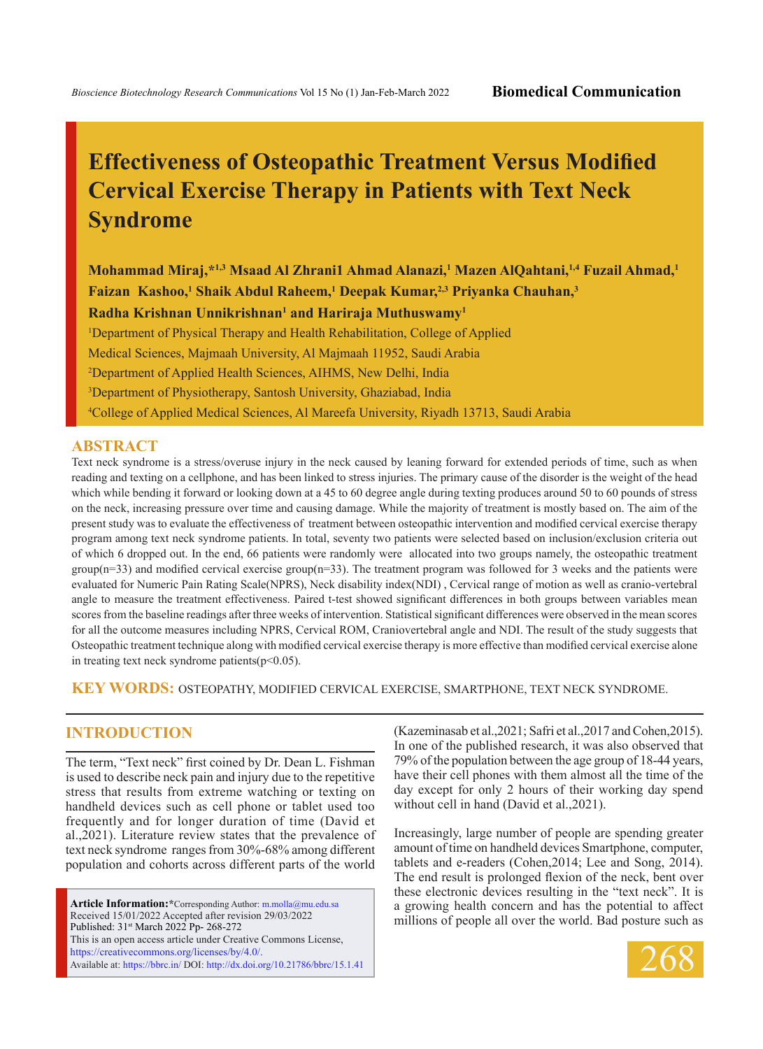# Effectiveness of Osteopathic Treatment Versus Modified Cervical Exercise Therapy in Patients with Text Neck Syndrome

**Mohammad Miraj,*[1,3] Msaad Al Zhrani1 Ahmad Alanazi,[1] Mazen AlQahtani,[1,4] Fuzail Ahmad,[1] Faizan Kashoo,[1] Shaik Abdul Raheem,[1] Deepak Kumar,[2,3] Priyanka Chauhan,[3] Radha Krishnan Unnikrishnan[1] and Hariraja Muthuswamy[1]**

[1]Department of Physical Therapy and Health Rehabilitation, College of Applied Medical Sciences, Majmaah University, Al Majmaah 11952, Saudi Arabia

[2]Department of Applied Health Sciences, AIHMS, New Delhi, India

[3]Department of Physiotherapy, Santosh University, Ghaziabad, India

[4]College of Applied Medical Sciences, Al Mareefa University, Riyadh 13713, Saudi Arabia

## ABSTRACT

Text neck syndrome is a stress/overuse injury in the neck caused by leaning forward for extended periods of time, such as when reading and texting on a cellphone, and has been linked to stress injuries. The primary cause of the disorder is the weight of the head which while bending it forward or looking down at a 45 to 60 degree angle during texting produces around 50 to 60 pounds of stress on the neck, increasing pressure over time and causing damage. While the majority of treatment is mostly based on. The aim of the present study was to evaluate the effectiveness of treatment between osteopathic intervention and modified cervical exercise therapy program among text neck syndrome patients. In total, seventy two patients were selected based on inclusion/exclusion criteria out of which 6 dropped out. In the end, 66 patients were randomly were allocated into two groups namely, the osteopathic treatment group(n=33) and modified cervical exercise group(n=33). The treatment program was followed for 3 weeks and the patients were evaluated for Numeric Pain Rating Scale(NPRS), Neck disability index(NDI) , Cervical range of motion as well as cranio-vertebral angle to measure the treatment effectiveness. Paired t-test showed significant differences in both groups between variables mean scores from the baseline readings after three weeks of intervention. Statistical significant differences were observed in the mean scores for all the outcome measures including NPRS, Cervical ROM, Craniovertebral angle and NDI. The result of the study suggests that Osteopathic treatment technique along with modified cervical exercise therapy is more effective than modified cervical exercise alone in treating text neck syndrome patients($p<0.05$).

**KEY WORDS:** OSTEOPATHY, MODIFIED CERVICAL EXERCISE, SMARTPHONE, TEXT NECK SYNDROME.

## INTRODUCTION

The term, "Text neck" first coined by Dr. Dean L. Fishman is used to describe neck pain and injury due to the repetitive stress that results from extreme watching or texting on handheld devices such as cell phone or tablet used too frequently and for longer duration of time (David et al.,2021). Literature review states that the prevalence of text neck syndrome ranges from 30%-68% among different population and cohorts across different parts of the world (Kazeminasab et al.,2021; Safri et al.,2017 and Cohen,2015). In one of the published research, it was also observed that 79% of the population between the age group of 18-44 years, have their cell phones with them almost all the time of the day except for only 2 hours of their working day spend without cell in hand (David et al.,2021).

Increasingly, large number of people are spending greater amount of time on handheld devices Smartphone, computer, tablets and e-readers (Cohen,2014; Lee and Song, 2014). The end result is prolonged flexion of the neck, bent over these electronic devices resulting in the "text neck". It is a growing health concern and has the potential to affect millions of people all over the world. Bad posture such as

**Article Information:***Corresponding Author: m.molla@mu.edu.sa
Received 15/01/2022 Accepted after revision 29/03/2022
Published: 31st March 2022 Pp- 268-272
This is an open access article under Creative Commons License, https://creativecommons.org/licenses/by/4.0/.
Available at: https://bbrc.in/ DOI: http://dx.doi.org/10.21786/bbrc/15.1.41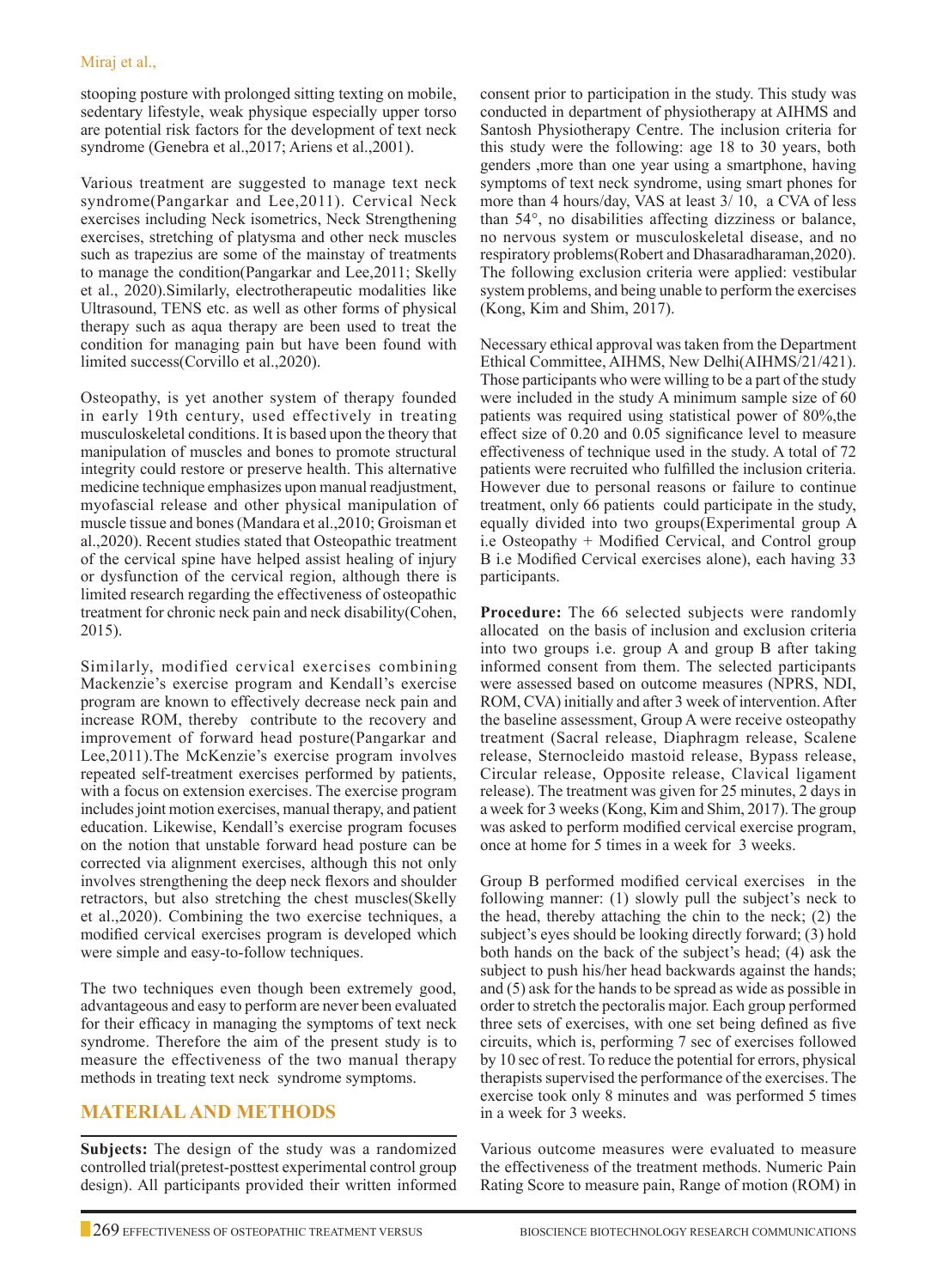stooping posture with prolonged sitting texting on mobile, sedentary lifestyle, weak physique especially upper torso are potential risk factors for the development of text neck syndrome (Genebra et al.,2017; Ariens et al.,2001).

Various treatment are suggested to manage text neck syndrome(Pangarkar and Lee,2011). Cervical Neck exercises including Neck isometrics, Neck Strengthening exercises, stretching of platysma and other neck muscles such as trapezius are some of the mainstay of treatments to manage the condition(Pangarkar and Lee,2011; Skelly et al., 2020).Similarly, electrotherapeutic modalities like Ultrasound, TENS etc. as well as other forms of physical therapy such as aqua therapy are been used to treat the condition for managing pain but have been found with limited success(Corvillo et al.,2020).

Osteopathy, is yet another system of therapy founded in early 19th century, used effectively in treating musculoskeletal conditions. It is based upon the theory that manipulation of muscles and bones to promote structural integrity could restore or preserve health. This alternative medicine technique emphasizes upon manual readjustment, myofascial release and other physical manipulation of muscle tissue and bones (Mandara et al.,2010; Groisman et al.,2020). Recent studies stated that Osteopathic treatment of the cervical spine have helped assist healing of injury or dysfunction of the cervical region, although there is limited research regarding the effectiveness of osteopathic treatment for chronic neck pain and neck disability(Cohen, 2015).

Similarly, modified cervical exercises combining Mackenzie's exercise program and Kendall's exercise program are known to effectively decrease neck pain and increase ROM, thereby contribute to the recovery and improvement of forward head posture(Pangarkar and Lee,2011).The McKenzie's exercise program involves repeated self-treatment exercises performed by patients, with a focus on extension exercises. The exercise program includes joint motion exercises, manual therapy, and patient education. Likewise, Kendall's exercise program focuses on the notion that unstable forward head posture can be corrected via alignment exercises, although this not only involves strengthening the deep neck flexors and shoulder retractors, but also stretching the chest muscles(Skelly et al.,2020). Combining the two exercise techniques, a modified cervical exercises program is developed which were simple and easy-to-follow techniques.

The two techniques even though been extremely good, advantageous and easy to perform are never been evaluated for their efficacy in managing the symptoms of text neck syndrome. Therefore the aim of the present study is to measure the effectiveness of the two manual therapy methods in treating text neck syndrome symptoms.

## MATERIAL AND METHODS

**Subjects:** The design of the study was a randomized controlled trial(pretest-posttest experimental control group design). All participants provided their written informed consent prior to participation in the study. This study was conducted in department of physiotherapy at AIHMS and Santosh Physiotherapy Centre. The inclusion criteria for this study were the following: age 18 to 30 years, both genders ,more than one year using a smartphone, having symptoms of text neck syndrome, using smart phones for more than 4 hours/day, VAS at least 3/ 10, a CVA of less than 54°, no disabilities affecting dizziness or balance, no nervous system or musculoskeletal disease, and no respiratory problems(Robert and Dhasaradharaman,2020). The following exclusion criteria were applied: vestibular system problems, and being unable to perform the exercises (Kong, Kim and Shim, 2017).

Necessary ethical approval was taken from the Department Ethical Committee, AIHMS, New Delhi(AIHMS/21/421). Those participants who were willing to be a part of the study were included in the study A minimum sample size of 60 patients was required using statistical power of 80%,the effect size of 0.20 and 0.05 significance level to measure effectiveness of technique used in the study. A total of 72 patients were recruited who fulfilled the inclusion criteria. However due to personal reasons or failure to continue treatment, only 66 patients could participate in the study, equally divided into two groups(Experimental group A i.e Osteopathy + Modified Cervical, and Control group B i.e Modified Cervical exercises alone), each having 33 participants.

**Procedure:** The 66 selected subjects were randomly allocated on the basis of inclusion and exclusion criteria into two groups i.e. group A and group B after taking informed consent from them. The selected participants were assessed based on outcome measures (NPRS, NDI, ROM, CVA) initially and after 3 week of intervention. After the baseline assessment, Group A were receive osteopathy treatment (Sacral release, Diaphragm release, Scalene release, Sternocleido mastoid release, Bypass release, Circular release, Opposite release, Clavical ligament release). The treatment was given for 25 minutes, 2 days in a week for 3 weeks (Kong, Kim and Shim, 2017). The group was asked to perform modified cervical exercise program, once at home for 5 times in a week for 3 weeks.

Group B performed modified cervical exercises in the following manner: (1) slowly pull the subject's neck to the head, thereby attaching the chin to the neck; (2) the subject's eyes should be looking directly forward; (3) hold both hands on the back of the subject's head; (4) ask the subject to push his/her head backwards against the hands; and (5) ask for the hands to be spread as wide as possible in order to stretch the pectoralis major. Each group performed three sets of exercises, with one set being defined as five circuits, which is, performing 7 sec of exercises followed by 10 sec of rest. To reduce the potential for errors, physical therapists supervised the performance of the exercises. The exercise took only 8 minutes and was performed 5 times in a week for 3 weeks.

Various outcome measures were evaluated to measure the effectiveness of the treatment methods. Numeric Pain Rating Score to measure pain, Range of motion (ROM) in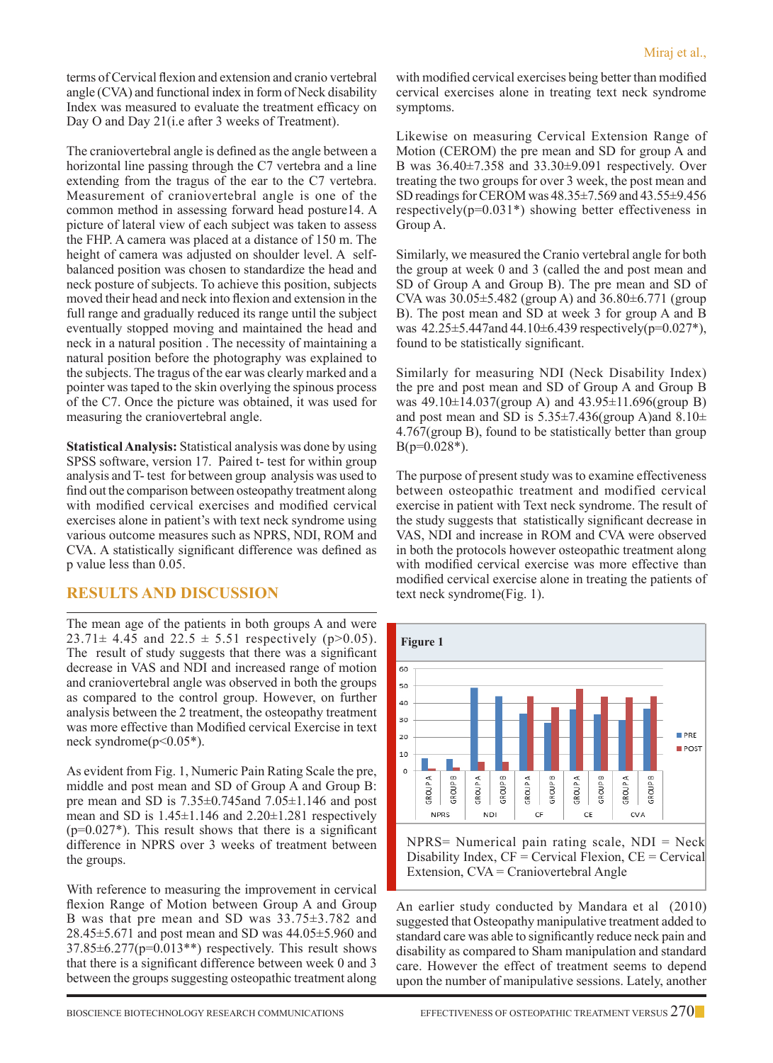terms of Cervical flexion and extension and cranio vertebral angle (CVA) and functional index in form of Neck disability Index was measured to evaluate the treatment efficacy on Day O and Day 21(i.e after 3 weeks of Treatment).

The craniovertebral angle is defined as the angle between a horizontal line passing through the C7 vertebra and a line extending from the tragus of the ear to the C7 vertebra. Measurement of craniovertebral angle is one of the common method in assessing forward head posture14. A picture of lateral view of each subject was taken to assess the FHP. A camera was placed at a distance of 150 m. The height of camera was adjusted on shoulder level. A self-balanced position was chosen to standardize the head and neck posture of subjects. To achieve this position, subjects moved their head and neck into flexion and extension in the full range and gradually reduced its range until the subject eventually stopped moving and maintained the head and neck in a natural position . The necessity of maintaining a natural position before the photography was explained to the subjects. The tragus of the ear was clearly marked and a pointer was taped to the skin overlying the spinous process of the C7. Once the picture was obtained, it was used for measuring the craniovertebral angle.

**Statistical Analysis:** Statistical analysis was done by using SPSS software, version 17. Paired t- test for within group analysis and T- test for between group analysis was used to find out the comparison between osteopathy treatment along with modified cervical exercises and modified cervical exercises alone in patient's with text neck syndrome using various outcome measures such as NPRS, NDI, ROM and CVA. A statistically significant difference was defined as p value less than 0.05.

## RESULTS AND DISCUSSION

The mean age of the patients in both groups A and were 23.71± 4.45 and 22.5 ± 5.51 respectively (p>0.05). The result of study suggests that there was a significant decrease in VAS and NDI and increased range of motion and craniovertebral angle was observed in both the groups as compared to the control group. However, on further analysis between the 2 treatment, the osteopathy treatment was more effective than Modified cervical Exercise in text neck syndrome(p<0.05*).

As evident from Fig. 1, Numeric Pain Rating Scale the pre, middle and post mean and SD of Group A and Group B: pre mean and SD is 7.35±0.745and 7.05±1.146 and post mean and SD is 1.45±1.146 and 2.20±1.281 respectively (p=0.027*). This result shows that there is a significant difference in NPRS over 3 weeks of treatment between the groups.

With reference to measuring the improvement in cervical flexion Range of Motion between Group A and Group B was that pre mean and SD was 33.75±3.782 and 28.45±5.671 and post mean and SD was 44.05±5.960 and 37.85±6.277(p=0.013**) respectively. This result shows that there is a significant difference between week 0 and 3 between the groups suggesting osteopathic treatment along with modified cervical exercises being better than modified cervical exercises alone in treating text neck syndrome symptoms.

Likewise on measuring Cervical Extension Range of Motion (CEROM) the pre mean and SD for group A and B was 36.40±7.358 and 33.30±9.091 respectively. Over treating the two groups for over 3 week, the post mean and SD readings for CEROM was 48.35±7.569 and 43.55±9.456 respectively(p=0.031*) showing better effectiveness in Group A.

Similarly, we measured the Cranio vertebral angle for both the group at week 0 and 3 (called the and post mean and SD of Group A and Group B). The pre mean and SD of CVA was 30.05±5.482 (group A) and 36.80±6.771 (group B). The post mean and SD at week 3 for group A and B was 42.25±5.447and 44.10±6.439 respectively(p=0.027*), found to be statistically significant.

Similarly for measuring NDI (Neck Disability Index) the pre and post mean and SD of Group A and Group B was 49.10±14.037(group A) and 43.95±11.696(group B) and post mean and SD is 5.35±7.436(group A)and 8.10± 4.767(group B), found to be statistically better than group B(p=0.028*).

The purpose of present study was to examine effectiveness between osteopathic treatment and modified cervical exercise in patient with Text neck syndrome. The result of the study suggests that statistically significant decrease in VAS, NDI and increase in ROM and CVA were observed in both the protocols however osteopathic treatment along with modified cervical exercise was more effective than modified cervical exercise alone in treating the patients of text neck syndrome(Fig. 1).

**Figure 1**

NPRS= Numerical pain rating scale, NDI = Neck Disability Index, CF = Cervical Flexion, CE = Cervical Extension, CVA = Craniovertebral Angle

An earlier study conducted by Mandara et al (2010) suggested that Osteopathy manipulative treatment added to standard care was able to significantly reduce neck pain and disability as compared to Sham manipulation and standard care. However the effect of treatment seems to depend upon the number of manipulative sessions. Lately, another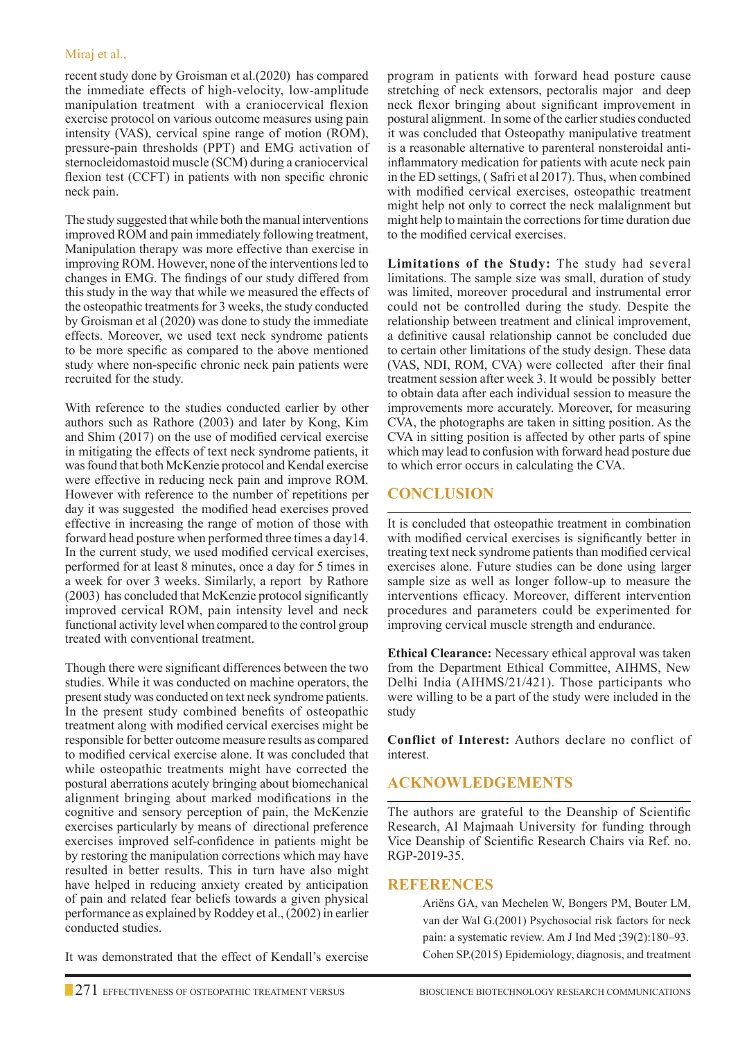recent study done by Groisman et al.(2020) has compared the immediate effects of high-velocity, low-amplitude manipulation treatment with a craniocervical flexion exercise protocol on various outcome measures using pain intensity (VAS), cervical spine range of motion (ROM), pressure-pain thresholds (PPT) and EMG activation of sternocleidomastoid muscle (SCM) during a craniocervical flexion test (CCFT) in patients with non specific chronic neck pain.

The study suggested that while both the manual interventions improved ROM and pain immediately following treatment, Manipulation therapy was more effective than exercise in improving ROM. However, none of the interventions led to changes in EMG. The findings of our study differed from this study in the way that while we measured the effects of the osteopathic treatments for 3 weeks, the study conducted by Groisman et al (2020) was done to study the immediate effects. Moreover, we used text neck syndrome patients to be more specific as compared to the above mentioned study where non-specific chronic neck pain patients were recruited for the study.

With reference to the studies conducted earlier by other authors such as Rathore (2003) and later by Kong, Kim and Shim (2017) on the use of modified cervical exercise in mitigating the effects of text neck syndrome patients, it was found that both McKenzie protocol and Kendal exercise were effective in reducing neck pain and improve ROM. However with reference to the number of repetitions per day it was suggested the modified head exercises proved effective in increasing the range of motion of those with forward head posture when performed three times a day14. In the current study, we used modified cervical exercises, performed for at least 8 minutes, once a day for 5 times in a week for over 3 weeks. Similarly, a report by Rathore (2003) has concluded that McKenzie protocol significantly improved cervical ROM, pain intensity level and neck functional activity level when compared to the control group treated with conventional treatment.

Though there were significant differences between the two studies. While it was conducted on machine operators, the present study was conducted on text neck syndrome patients. In the present study combined benefits of osteopathic treatment along with modified cervical exercises might be responsible for better outcome measure results as compared to modified cervical exercise alone. It was concluded that while osteopathic treatments might have corrected the postural aberrations acutely bringing about biomechanical alignment bringing about marked modifications in the cognitive and sensory perception of pain, the McKenzie exercises particularly by means of directional preference exercises improved self-confidence in patients might be by restoring the manipulation corrections which may have resulted in better results. This in turn have also might have helped in reducing anxiety created by anticipation of pain and related fear beliefs towards a given physical performance as explained by Roddey et al., (2002) in earlier conducted studies.

It was demonstrated that the effect of Kendall's exercise program in patients with forward head posture cause stretching of neck extensors, pectoralis major and deep neck flexor bringing about significant improvement in postural alignment. In some of the earlier studies conducted it was concluded that Osteopathy manipulative treatment is a reasonable alternative to parenteral nonsteroidal anti-inflammatory medication for patients with acute neck pain in the ED settings, ( Safri et al 2017). Thus, when combined with modified cervical exercises, osteopathic treatment might help not only to correct the neck malalignment but might help to maintain the corrections for time duration due to the modified cervical exercises.

**Limitations of the Study:** The study had several limitations. The sample size was small, duration of study was limited, moreover procedural and instrumental error could not be controlled during the study. Despite the relationship between treatment and clinical improvement, a definitive causal relationship cannot be concluded due to certain other limitations of the study design. These data (VAS, NDI, ROM, CVA) were collected after their final treatment session after week 3. It would be possibly better to obtain data after each individual session to measure the improvements more accurately. Moreover, for measuring CVA, the photographs are taken in sitting position. As the CVA in sitting position is affected by other parts of spine which may lead to confusion with forward head posture due to which error occurs in calculating the CVA.

## CONCLUSION

It is concluded that osteopathic treatment in combination with modified cervical exercises is significantly better in treating text neck syndrome patients than modified cervical exercises alone. Future studies can be done using larger sample size as well as longer follow-up to measure the interventions efficacy. Moreover, different intervention procedures and parameters could be experimented for improving cervical muscle strength and endurance.

**Ethical Clearance:** Necessary ethical approval was taken from the Department Ethical Committee, AIHMS, New Delhi India (AIHMS/21/421). Those participants who were willing to be a part of the study were included in the study

**Conflict of Interest:** Authors declare no conflict of interest.

## ACKNOWLEDGEMENTS

The authors are grateful to the Deanship of Scientific Research, Al Majmaah University for funding through Vice Deanship of Scientific Research Chairs via Ref. no. RGP-2019-35.

## REFERENCES

Ariëns GA, van Mechelen W, Bongers PM, Bouter LM, van der Wal G.(2001) Psychosocial risk factors for neck pain: a systematic review. Am J Ind Med ;39(2):180–93.

Cohen SP.(2015) Epidemiology, diagnosis, and treatment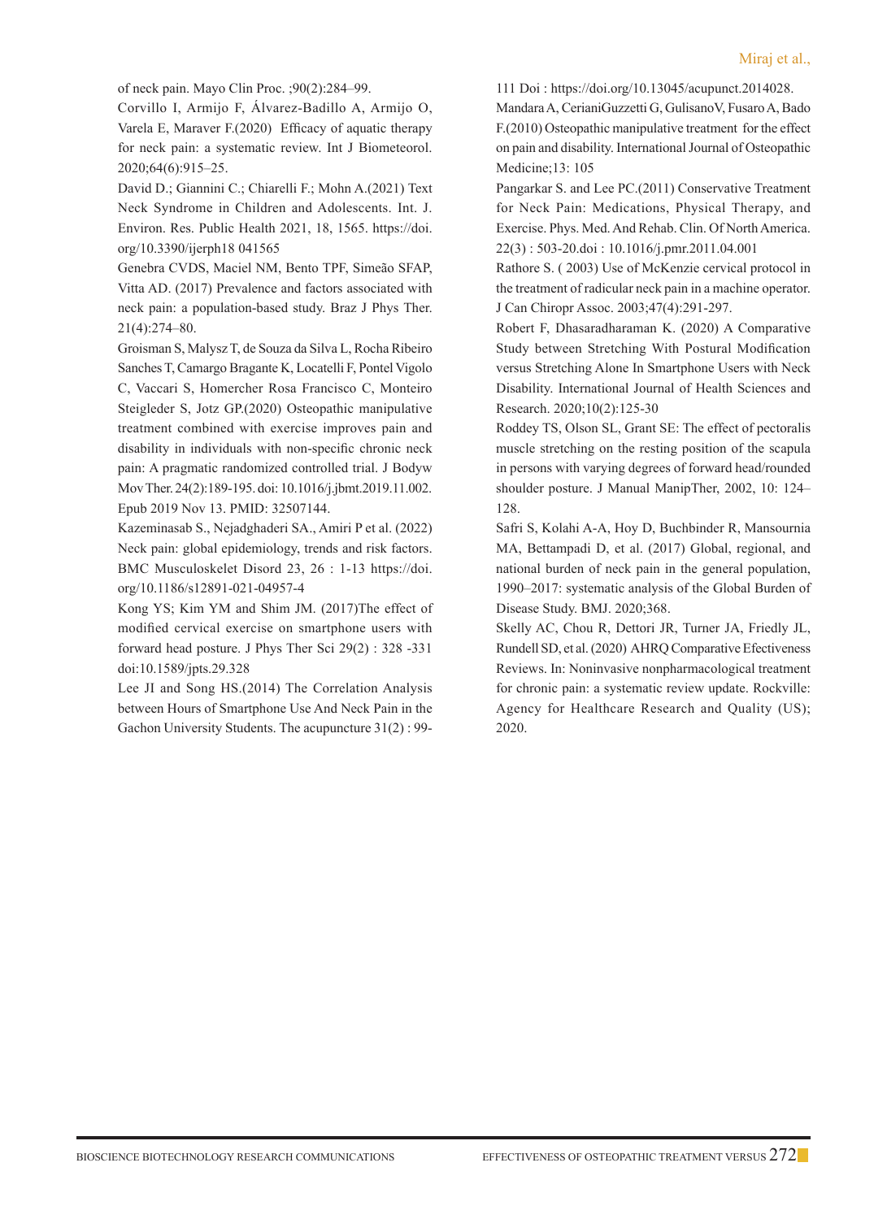of neck pain. Mayo Clin Proc. ;90(2):284–99.

Corvillo I, Armijo F, Álvarez-Badillo A, Armijo O, Varela E, Maraver F.(2020) Efficacy of aquatic therapy for neck pain: a systematic review. Int J Biometeorol. 2020;64(6):915–25.

David D.; Giannini C.; Chiarelli F.; Mohn A.(2021) Text Neck Syndrome in Children and Adolescents. Int. J. Environ. Res. Public Health 2021, 18, 1565. https://doi.org/10.3390/ijerph18 041565

Genebra CVDS, Maciel NM, Bento TPF, Simeão SFAP, Vitta AD. (2017) Prevalence and factors associated with neck pain: a population-based study. Braz J Phys Ther. 21(4):274–80.

Groisman S, Malysz T, de Souza da Silva L, Rocha Ribeiro Sanches T, Camargo Bragante K, Locatelli F, Pontel Vigolo C, Vaccari S, Homercher Rosa Francisco C, Monteiro Steigleder S, Jotz GP.(2020) Osteopathic manipulative treatment combined with exercise improves pain and disability in individuals with non-specific chronic neck pain: A pragmatic randomized controlled trial. J Bodyw Mov Ther. 24(2):189-195. doi: 10.1016/j.jbmt.2019.11.002. Epub 2019 Nov 13. PMID: 32507144.

Kazeminasab S., Nejadghaderi SA., Amiri P et al. (2022) Neck pain: global epidemiology, trends and risk factors. BMC Musculoskelet Disord 23, 26 : 1-13 https://doi.org/10.1186/s12891-021-04957-4

Kong YS; Kim YM and Shim JM. (2017)The effect of modified cervical exercise on smartphone users with forward head posture. J Phys Ther Sci 29(2) : 328 -331 doi:10.1589/jpts.29.328

Lee JI and Song HS.(2014) The Correlation Analysis between Hours of Smartphone Use And Neck Pain in the Gachon University Students. The acupuncture 31(2) : 99-111 Doi : https://doi.org/10.13045/acupunct.2014028.

Mandara A, CerianiGuzzetti G, GulisanoV, Fusaro A, Bado F.(2010) Osteopathic manipulative treatment for the effect on pain and disability. International Journal of Osteopathic Medicine;13: 105

Pangarkar S. and Lee PC.(2011) Conservative Treatment for Neck Pain: Medications, Physical Therapy, and Exercise. Phys. Med. And Rehab. Clin. Of North America. 22(3) : 503-20.doi : 10.1016/j.pmr.2011.04.001

Rathore S. ( 2003) Use of McKenzie cervical protocol in the treatment of radicular neck pain in a machine operator. J Can Chiropr Assoc. 2003;47(4):291-297.

Robert F, Dhasaradharaman K. (2020) A Comparative Study between Stretching With Postural Modification versus Stretching Alone In Smartphone Users with Neck Disability. International Journal of Health Sciences and Research. 2020;10(2):125-30

Roddey TS, Olson SL, Grant SE: The effect of pectoralis muscle stretching on the resting position of the scapula in persons with varying degrees of forward head/rounded shoulder posture. J Manual ManipTher, 2002, 10: 124–128.

Safri S, Kolahi A-A, Hoy D, Buchbinder R, Mansournia MA, Bettampadi D, et al. (2017) Global, regional, and national burden of neck pain in the general population, 1990–2017: systematic analysis of the Global Burden of Disease Study. BMJ. 2020;368.

Skelly AC, Chou R, Dettori JR, Turner JA, Friedly JL, Rundell SD, et al. (2020) AHRQ Comparative Efectiveness Reviews. In: Noninvasive nonpharmacological treatment for chronic pain: a systematic review update. Rockville: Agency for Healthcare Research and Quality (US); 2020.